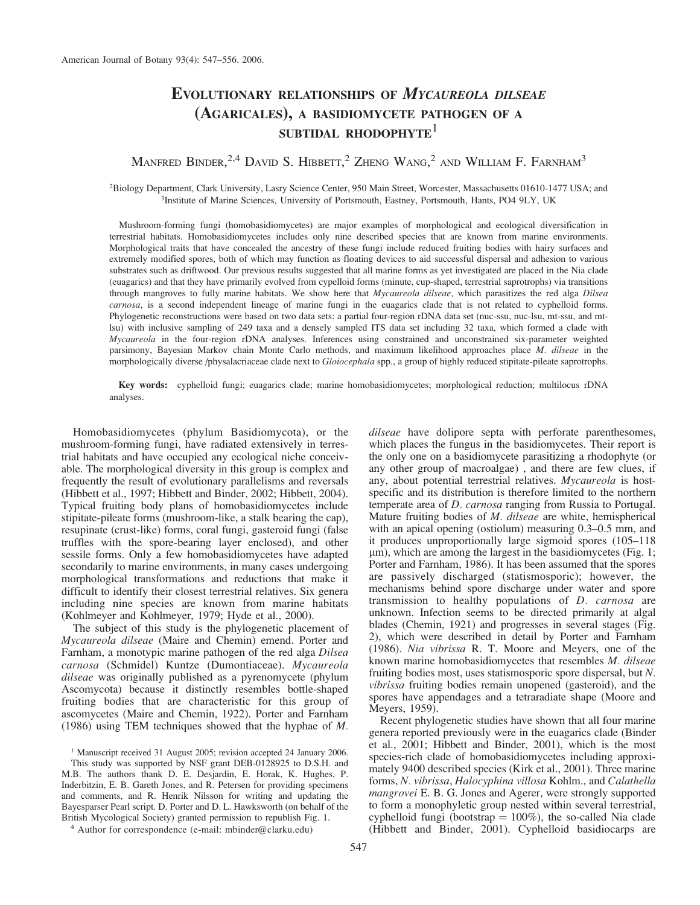# Evolutionary relationships of *Mycaureola dilseae* (Agaricales), a basidiomycete pathogen of a subtidal rhodophyte[1]

Manfred Binder,[2,4] David S. Hibbett,[2] Zheng Wang,[2] and William F. Farnham[3]

[2]Biology Department, Clark University, Lasry Science Center, 950 Main Street, Worcester, Massachusetts 01610-1477 USA; and [3]Institute of Marine Sciences, University of Portsmouth, Eastney, Portsmouth, Hants, PO4 9LY, UK

Mushroom-forming fungi (homobasidiomycetes) are major examples of morphological and ecological diversification in terrestrial habitats. Homobasidiomycetes includes only nine described species that are known from marine environments. Morphological traits that have concealed the ancestry of these fungi include reduced fruiting bodies with hairy surfaces and extremely modified spores, both of which may function as floating devices to aid successful dispersal and adhesion to various substrates such as driftwood. Our previous results suggested that all marine forms as yet investigated are placed in the Nia clade (euagarics) and that they have primarily evolved from cypelloid forms (minute, cup-shaped, terrestrial saprotrophs) via transitions through mangroves to fully marine habitats. We show here that *Mycaureola dilseae,* which parasitizes the red alga *Dilsea carnosa*, is a second independent lineage of marine fungi in the euagarics clade that is not related to cyphelloid forms. Phylogenetic reconstructions were based on two data sets: a partial four-region rDNA data set (nuc-ssu, nuc-lsu, mt-ssu, and mt-lsu) with inclusive sampling of 249 taxa and a densely sampled ITS data set including 32 taxa, which formed a clade with *Mycaureola* in the four-region rDNA analyses. Inferences using constrained and unconstrained six-parameter weighted parsimony, Bayesian Markov chain Monte Carlo methods, and maximum likelihood approaches place *M. dilseae* in the morphologically diverse /physalacriaceae clade next to *Gloiocephala* spp., a group of highly reduced stipitate-pileate saprotrophs.

**Key words:** cyphelloid fungi; euagarics clade; marine homobasidiomycetes; morphological reduction; multilocus rDNA analyses.

Homobasidiomycetes (phylum Basidiomycota), or the mushroom-forming fungi, have radiated extensively in terrestrial habitats and have occupied any ecological niche conceivable. The morphological diversity in this group is complex and frequently the result of evolutionary parallelisms and reversals (Hibbett et al., 1997; Hibbett and Binder, 2002; Hibbett, 2004). Typical fruiting body plans of homobasidiomycetes include stipitate-pileate forms (mushroom-like, a stalk bearing the cap), resupinate (crust-like) forms, coral fungi, gasteroid fungi (false truffles with the spore-bearing layer enclosed), and other sessile forms. Only a few homobasidiomycetes have adapted secondarily to marine environments, in many cases undergoing morphological transformations and reductions that make it difficult to identify their closest terrestrial relatives. Six genera including nine species are known from marine habitats (Kohlmeyer and Kohlmeyer, 1979; Hyde et al., 2000).

The subject of this study is the phylogenetic placement of *Mycaureola dilseae* (Maire and Chemin) emend. Porter and Farnham, a monotypic marine pathogen of the red alga *Dilsea carnosa* (Schmidel) Kuntze (Dumontiaceae). *Mycaureola dilseae* was originally published as a pyrenomycete (phylum Ascomycota) because it distinctly resembles bottle-shaped fruiting bodies that are characteristic for this group of ascomycetes (Maire and Chemin, 1922). Porter and Farnham (1986) using TEM techniques showed that the hyphae of *M. dilseae* have dolipore septa with perforate parenthesomes, which places the fungus in the basidiomycetes. Their report is the only one on a basidiomycete parasitizing a rhodophyte (or any other group of macroalgae) , and there are few clues, if any, about potential terrestrial relatives. *Mycaureola* is host-specific and its distribution is therefore limited to the northern temperate area of *D. carnosa* ranging from Russia to Portugal. Mature fruiting bodies of *M. dilseae* are white, hemispherical with an apical opening (ostiolum) measuring 0.3–0.5 mm, and it produces unproportionally large sigmoid spores (105–118 μm), which are among the largest in the basidiomycetes (Fig. 1; Porter and Farnham, 1986). It has been assumed that the spores are passively discharged (statismosporic); however, the mechanisms behind spore discharge under water and spore transmission to healthy populations of *D. carnosa* are unknown. Infection seems to be directed primarily at algal blades (Chemin, 1921) and progresses in several stages (Fig. 2), which were described in detail by Porter and Farnham (1986). *Nia vibrissa* R. T. Moore and Meyers, one of the known marine homobasidiomycetes that resembles *M. dilseae* fruiting bodies most, uses statismosporic spore dispersal, but *N. vibrissa* fruiting bodies remain unopened (gasteroid), and the spores have appendages and a tetraradiate shape (Moore and Meyers, 1959).

Recent phylogenetic studies have shown that all four marine genera reported previously were in the euagarics clade (Binder et al., 2001; Hibbett and Binder, 2001), which is the most species-rich clade of homobasidiomycetes including approximately 9400 described species (Kirk et al., 2001). Three marine forms, *N. vibrissa*, *Halocyphina villosa* Kohlm., and *Calathella mangrovei* E. B. G. Jones and Agerer, were strongly supported to form a monophyletic group nested within several terrestrial, cyphelloid fungi (bootstrap = 100%), the so-called Nia clade (Hibbett and Binder, 2001). Cyphelloid basidiocarps are

[1] Manuscript received 31 August 2005; revision accepted 24 January 2006.

This study was supported by NSF grant DEB-0128925 to D.S.H. and M.B. The authors thank D. E. Desjardin, E. Horak, K. Hughes, P. Inderbitzin, E. B. Gareth Jones, and R. Petersen for providing specimens and comments, and R. Henrik Nilsson for writing and updating the Bayesparser Pearl script. D. Porter and D. L. Hawksworth (on behalf of the British Mycological Society) granted permission to republish Fig. 1.

[4] Author for correspondence (e-mail: mbinder@clarku.edu)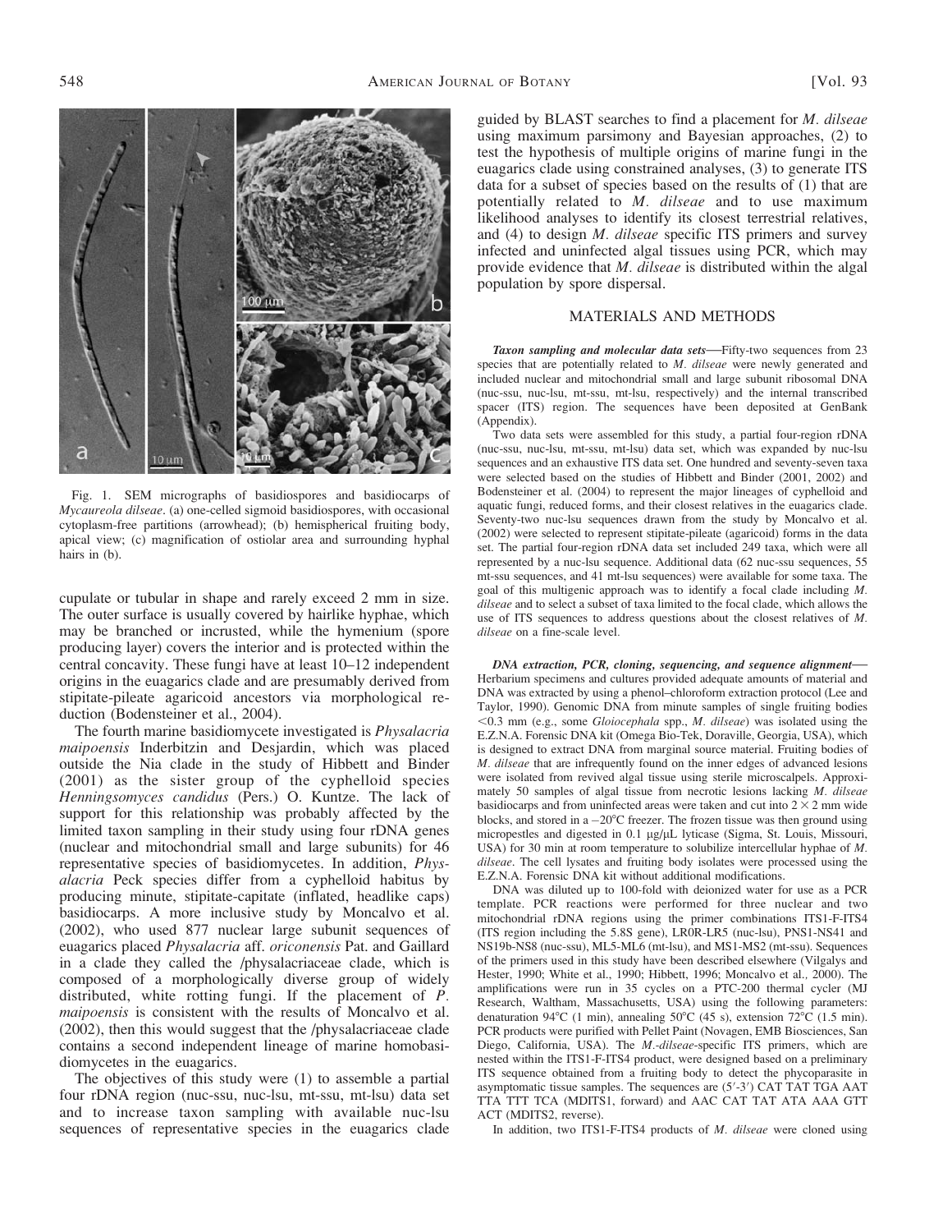Fig. 1. SEM micrographs of basidiospores and basidiocarps of *Mycaureola dilseae*. (a) one-celled sigmoid basidiospores, with occasional cytoplasm-free partitions (arrowhead); (b) hemispherical fruiting body, apical view; (c) magnification of ostiolar area and surrounding hyphal hairs in (b).

cupulate or tubular in shape and rarely exceed 2 mm in size. The outer surface is usually covered by hairlike hyphae, which may be branched or incrusted, while the hymenium (spore producing layer) covers the interior and is protected within the central concavity. These fungi have at least 10–12 independent origins in the euagarics clade and are presumably derived from stipitate-pileate agaricoid ancestors via morphological reduction (Bodensteiner et al., 2004).

The fourth marine basidiomycete investigated is *Physalacria maipoensis* Inderbitzin and Desjardin, which was placed outside the Nia clade in the study of Hibbett and Binder (2001) as the sister group of the cyphelloid species *Henningsomyces candidus* (Pers.) O. Kuntze. The lack of support for this relationship was probably affected by the limited taxon sampling in their study using four rDNA genes (nuclear and mitochondrial small and large subunits) for 46 representative species of basidiomycetes. In addition, *Physalacria* Peck species differ from a cyphelloid habitus by producing minute, stipitate-capitate (inflated, headlike caps) basidiocarps. A more inclusive study by Moncalvo et al. (2002), who used 877 nuclear large subunit sequences of euagarics placed *Physalacria* aff. *oriconensis* Pat. and Gaillard in a clade they called the /physalacriaceae clade, which is composed of a morphologically diverse group of widely distributed, white rotting fungi. If the placement of *P. maipoensis* is consistent with the results of Moncalvo et al. (2002), then this would suggest that the /physalacriaceae clade contains a second independent lineage of marine homobasidiomycetes in the euagarics.

The objectives of this study were (1) to assemble a partial four rDNA region (nuc-ssu, nuc-lsu, mt-ssu, mt-lsu) data set and to increase taxon sampling with available nuc-lsu sequences of representative species in the euagarics clade guided by BLAST searches to find a placement for *M. dilseae* using maximum parsimony and Bayesian approaches, (2) to test the hypothesis of multiple origins of marine fungi in the euagarics clade using constrained analyses, (3) to generate ITS data for a subset of species based on the results of (1) that are potentially related to *M. dilseae* and to use maximum likelihood analyses to identify its closest terrestrial relatives, and (4) to design *M. dilseae* specific ITS primers and survey infected and uninfected algal tissues using PCR, which may provide evidence that *M. dilseae* is distributed within the algal population by spore dispersal.

## MATERIALS AND METHODS

***Taxon sampling and molecular data sets***—Fifty-two sequences from 23 species that are potentially related to *M. dilseae* were newly generated and included nuclear and mitochondrial small and large subunit ribosomal DNA (nuc-ssu, nuc-lsu, mt-ssu, mt-lsu, respectively) and the internal transcribed spacer (ITS) region. The sequences have been deposited at GenBank (Appendix).

Two data sets were assembled for this study, a partial four-region rDNA (nuc-ssu, nuc-lsu, mt-ssu, mt-lsu) data set, which was expanded by nuc-lsu sequences and an exhaustive ITS data set. One hundred and seventy-seven taxa were selected based on the studies of Hibbett and Binder (2001, 2002) and Bodensteiner et al. (2004) to represent the major lineages of cyphelloid and aquatic fungi, reduced forms, and their closest relatives in the euagarics clade. Seventy-two nuc-lsu sequences drawn from the study by Moncalvo et al. (2002) were selected to represent stipitate-pileate (agaricoid) forms in the data set. The partial four-region rDNA data set included 249 taxa, which were all represented by a nuc-lsu sequence. Additional data (62 nuc-ssu sequences, 55 mt-ssu sequences, and 41 mt-lsu sequences) were available for some taxa. The goal of this multigenic approach was to identify a focal clade including *M. dilseae* and to select a subset of taxa limited to the focal clade, which allows the use of ITS sequences to address questions about the closest relatives of *M. dilseae* on a fine-scale level.

***DNA extraction, PCR, cloning, sequencing, and sequence alignment***—Herbarium specimens and cultures provided adequate amounts of material and DNA was extracted by using a phenol–chloroform extraction protocol (Lee and Taylor, 1990). Genomic DNA from minute samples of single fruiting bodies <0.3 mm (e.g., some *Gloiocephala* spp., *M. dilseae*) was isolated using the E.Z.N.A. Forensic DNA kit (Omega Bio-Tek, Doraville, Georgia, USA), which is designed to extract DNA from marginal source material. Fruiting bodies of *M. dilseae* that are infrequently found on the inner edges of advanced lesions were isolated from revived algal tissue using sterile microscalpels. Approximately 50 samples of algal tissue from necrotic lesions lacking *M. dilseae* basidiocarps and from uninfected areas were taken and cut into 2 × 2 mm wide blocks, and stored in a −20°C freezer. The frozen tissue was then ground using micropestles and digested in 0.1 μg/μL lyticase (Sigma, St. Louis, Missouri, USA) for 30 min at room temperature to solubilize intercellular hyphae of *M. dilseae*. The cell lysates and fruiting body isolates were processed using the E.Z.N.A. Forensic DNA kit without additional modifications.

DNA was diluted up to 100-fold with deionized water for use as a PCR template. PCR reactions were performed for three nuclear and two mitochondrial rDNA regions using the primer combinations ITS1-F-ITS4 (ITS region including the 5.8S gene), LR0R-LR5 (nuc-lsu), PNS1-NS41 and NS19b-NS8 (nuc-ssu), ML5-ML6 (mt-lsu), and MS1-MS2 (mt-ssu). Sequences of the primers used in this study have been described elsewhere (Vilgalys and Hester, 1990; White et al., 1990; Hibbett, 1996; Moncalvo et al., 2000). The amplifications were run in 35 cycles on a PTC-200 thermal cycler (MJ Research, Waltham, Massachusetts, USA) using the following parameters: denaturation 94°C (1 min), annealing 50°C (45 s), extension 72°C (1.5 min). PCR products were purified with Pellet Paint (Novagen, EMB Biosciences, San Diego, California, USA). The *M.-dilseae*-specific ITS primers, which are nested within the ITS1-F-ITS4 product, were designed based on a preliminary ITS sequence obtained from a fruiting body to detect the phycoparasite in asymptomatic tissue samples. The sequences are (5′-3′) CAT TAT TGA AAT TTA TTT TCA (MDITS1, forward) and AAC CAT TAT ATA AAA GTT ACT (MDITS2, reverse).

In addition, two ITS1-F-ITS4 products of *M. dilseae* were cloned using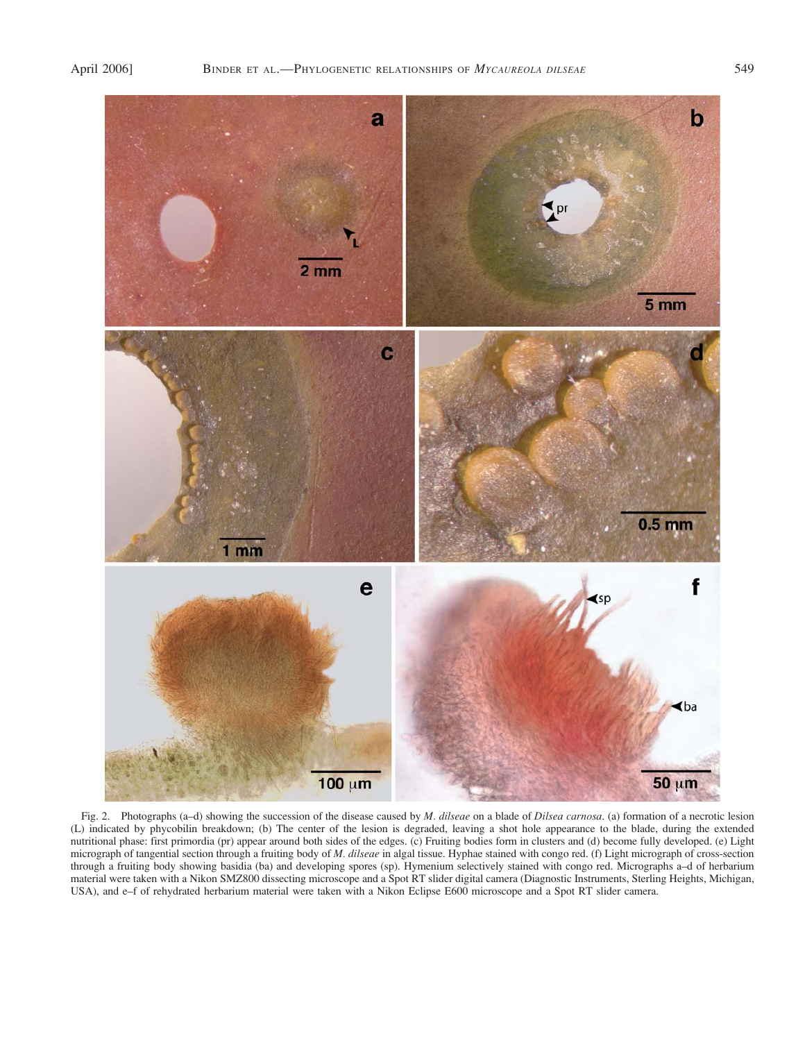Fig. 2. Photographs (a–d) showing the succession of the disease caused by *M. dilseae* on a blade of *Dilsea carnosa*. (a) formation of a necrotic lesion (L) indicated by phycobilin breakdown; (b) The center of the lesion is degraded, leaving a shot hole appearance to the blade, during the extended nutritional phase: first primordia (pr) appear around both sides of the edges. (c) Fruiting bodies form in clusters and (d) become fully developed. (e) Light micrograph of tangential section through a fruiting body of *M. dilseae* in algal tissue. Hyphae stained with congo red. (f) Light micrograph of cross-section through a fruiting body showing basidia (ba) and developing spores (sp). Hymenium selectively stained with congo red. Micrographs a–d of herbarium material were taken with a Nikon SMZ800 dissecting microscope and a Spot RT slider digital camera (Diagnostic Instruments, Sterling Heights, Michigan, USA), and e–f of rehydrated herbarium material were taken with a Nikon Eclipse E600 microscope and a Spot RT slider camera.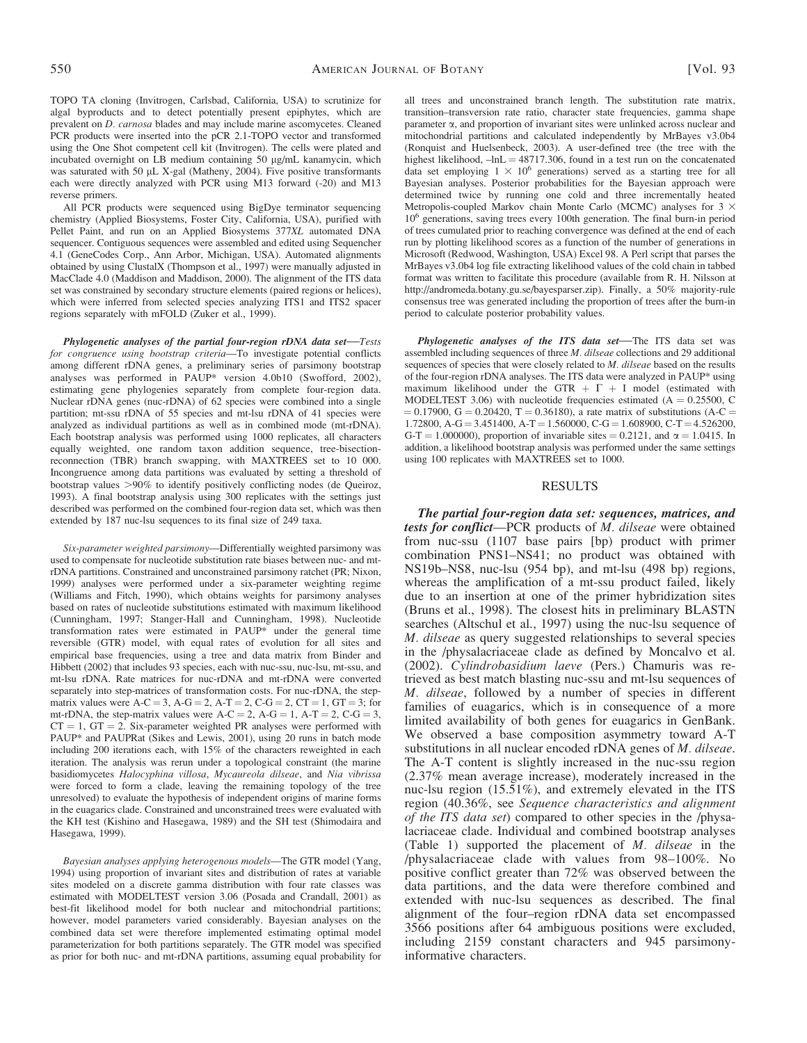TOPO TA cloning (Invitrogen, Carlsbad, California, USA) to scrutinize for algal byproducts and to detect potentially present epiphytes, which are prevalent on *D. carnosa* blades and may include marine ascomycetes. Cleaned PCR products were inserted into the pCR 2.1-TOPO vector and transformed using the One Shot competent cell kit (Invitrogen). The cells were plated and incubated overnight on LB medium containing 50 μg/mL kanamycin, which was saturated with 50 μL X-gal (Matheny, 2004). Five positive transformants each were directly analyzed with PCR using M13 forward (-20) and M13 reverse primers.

All PCR products were sequenced using BigDye terminator sequencing chemistry (Applied Biosystems, Foster City, California, USA), purified with Pellet Paint, and run on an Applied Biosystems 377*XL* automated DNA sequencer. Contiguous sequences were assembled and edited using Sequencher 4.1 (GeneCodes Corp., Ann Arbor, Michigan, USA). Automated alignments obtained by using ClustalX (Thompson et al., 1997) were manually adjusted in MacClade 4.0 (Maddison and Maddison, 2000). The alignment of the ITS data set was constrained by secondary structure elements (paired regions or helices), which were inferred from selected species analyzing ITS1 and ITS2 spacer regions separately with mFOLD (Zuker et al., 1999).

***Phylogenetic analyses of the partial four-region rDNA data set—****Tests for congruence using bootstrap criteria*—To investigate potential conflicts among different rDNA genes, a preliminary series of parsimony bootstrap analyses was performed in PAUP* version 4.0b10 (Swofford, 2002), estimating gene phylogenies separately from complete four-region data. Nuclear rDNA genes (nuc-rDNA) of 62 species were combined into a single partition; mt-ssu rDNA of 55 species and mt-lsu rDNA of 41 species were analyzed as individual partitions as well as in combined mode (mt-rDNA). Each bootstrap analysis was performed using 1000 replicates, all characters equally weighted, one random taxon addition sequence, tree-bisection-reconnection (TBR) branch swapping, with MAXTREES set to 10 000. Incongruence among data partitions was evaluated by setting a threshold of bootstrap values >90% to identify positively conflicting nodes (de Queiroz, 1993). A final bootstrap analysis using 300 replicates with the settings just described was performed on the combined four-region data set, which was then extended by 187 nuc-lsu sequences to its final size of 249 taxa.

*Six-parameter weighted parsimony*—Differentially weighted parsimony was used to compensate for nucleotide substitution rate biases between nuc- and mt-rDNA partitions. Constrained and unconstrained parsimony ratchet (PR; Nixon, 1999) analyses were performed under a six-parameter weighting regime (Williams and Fitch, 1990), which obtains weights for parsimony analyses based on rates of nucleotide substitutions estimated with maximum likelihood (Cunningham, 1997; Stanger-Hall and Cunningham, 1998). Nucleotide transformation rates were estimated in PAUP* under the general time reversible (GTR) model, with equal rates of evolution for all sites and empirical base frequencies, using a tree and data matrix from Binder and Hibbett (2002) that includes 93 species, each with nuc-ssu, nuc-lsu, mt-ssu, and mt-lsu rDNA. Rate matrices for nuc-rDNA and mt-rDNA were converted separately into step-matrices of transformation costs. For nuc-rDNA, the step-matrix values were A-C = 3, A-G = 2, A-T = 2, C-G = 2, CT = 1, GT = 3; for mt-rDNA, the step-matrix values were A-C = 2, A-G = 1, A-T = 2, C-G = 3, CT = 1, GT = 2. Six-parameter weighted PR analyses were performed with PAUP* and PAUPRat (Sikes and Lewis, 2001), using 20 runs in batch mode including 200 iterations each, with 15% of the characters reweighted in each iteration. The analysis was rerun under a topological constraint (the marine basidiomycetes *Halocyphina villosa*, *Mycaureola dilseae*, and *Nia vibrissa* were forced to form a clade, leaving the remaining topology of the tree unresolved) to evaluate the hypothesis of independent origins of marine forms in the euagarics clade. Constrained and unconstrained trees were evaluated with the KH test (Kishino and Hasegawa, 1989) and the SH test (Shimodaira and Hasegawa, 1999).

*Bayesian analyses applying heterogenous models*—The GTR model (Yang, 1994) using proportion of invariant sites and distribution of rates at variable sites modeled on a discrete gamma distribution with four rate classes was estimated with MODELTEST version 3.06 (Posada and Crandall, 2001) as best-fit likelihood model for both nuclear and mitochondrial partitions; however, model parameters varied considerably. Bayesian analyses on the combined data set were therefore implemented estimating optimal model parameterization for both partitions separately. The GTR model was specified as prior for both nuc- and mt-rDNA partitions, assuming equal probability for all trees and unconstrained branch length. The substitution rate matrix, transition–transversion rate ratio, character state frequencies, gamma shape parameter $\alpha$, and proportion of invariant sites were unlinked across nuclear and mitochondrial partitions and calculated independently by MrBayes v3.0b4 (Ronquist and Huelsenbeck, 2003). A user-defined tree (the tree with the highest likelihood, $-\ln L = 48717.306$, found in a test run on the concatenated data set employing $1 \times 10^6$ generations) served as a starting tree for all Bayesian analyses. Posterior probabilities for the Bayesian approach were determined twice by running one cold and three incrementally heated Metropolis-coupled Markov chain Monte Carlo (MCMC) analyses for $3 \times 10^6$ generations, saving trees every 100th generation. The final burn-in period of trees cumulated prior to reaching convergence was defined at the end of each run by plotting likelihood scores as a function of the number of generations in Microsoft (Redwood, Washington, USA) Excel 98. A Perl script that parses the MrBayes v3.0b4 log file extracting likelihood values of the cold chain in tabbed format was written to facilitate this procedure (available from R. H. Nilsson at http://andromeda.botany.gu.se/bayesparser.zip). Finally, a 50% majority-rule consensus tree was generated including the proportion of trees after the burn-in period to calculate posterior probability values.

***Phylogenetic analyses of the ITS data set***—The ITS data set was assembled including sequences of three *M. dilseae* collections and 29 additional sequences of species that were closely related to *M. dilseae* based on the results of the four-region rDNA analyses. The ITS data were analyzed in PAUP* using maximum likelihood under the GTR + $\Gamma$ + I model (estimated with MODELTEST 3.06) with nucleotide frequencies estimated (A = 0.25500, C = 0.17900, G = 0.20420, T = 0.36180), a rate matrix of substitutions (A-C = 1.72800, A-G = 3.451400, A-T = 1.560000, C-G = 1.608900, C-T = 4.526200, G-T = 1.000000), proportion of invariable sites = 0.2121, and $\alpha$ = 1.0415. In addition, a likelihood bootstrap analysis was performed under the same settings using 100 replicates with MAXTREES set to 1000.

## RESULTS

***The partial four-region data set: sequences, matrices, and tests for conflict***—PCR products of *M. dilseae* were obtained from nuc-ssu (1107 base pairs [bp] product with primer combination PNS1–NS41; no product was obtained with NS19b–NS8, nuc-lsu (954 bp), and mt-lsu (498 bp) regions, whereas the amplification of a mt-ssu product failed, likely due to an insertion at one of the primer hybridization sites (Bruns et al., 1998). The closest hits in preliminary BLASTN searches (Altschul et al., 1997) using the nuc-lsu sequence of *M. dilseae* as query suggested relationships to several species in the /physalacriaceae clade as defined by Moncalvo et al. (2002). *Cylindrobasidium laeve* (Pers.) Chamuris was retrieved as best match blasting nuc-ssu and mt-lsu sequences of *M. dilseae*, followed by a number of species in different families of euagarics, which is in consequence of a more limited availability of both genes for euagarics in GenBank. We observed a base composition asymmetry toward A-T substitutions in all nuclear encoded rDNA genes of *M. dilseae*. The A-T content is slightly increased in the nuc-ssu region (2.37% mean average increase), moderately increased in the nuc-lsu region (15.51%), and extremely elevated in the ITS region (40.36%, see *Sequence characteristics and alignment of the ITS data set*) compared to other species in the /physalacriaceae clade. Individual and combined bootstrap analyses (Table 1) supported the placement of *M. dilseae* in the /physalacriaceae clade with values from 98–100%. No positive conflict greater than 72% was observed between the data partitions, and the data were therefore combined and extended with nuc-lsu sequences as described. The final alignment of the four–region rDNA data set encompassed 3566 positions after 64 ambiguous positions were excluded, including 2159 constant characters and 945 parsimony-informative characters.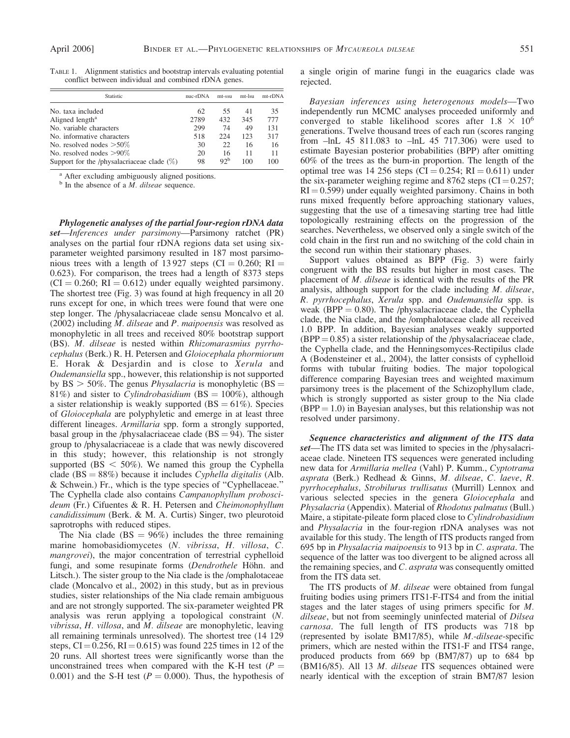TABLE 1. Alignment statistics and bootstrap intervals evaluating potential conflict between individual and combined rDNA genes.

| Statistic | nuc-rDNA | mt-ssu | mt-lsu | mt-rDNA |
|---|---|---|---|---|
| No. taxa included | 62 | 55 | 41 | 35 |
| Aligned length[a] | 2789 | 432 | 345 | 777 |
| No. variable characters | 299 | 74 | 49 | 131 |
| No. informative characters | 518 | 224 | 123 | 317 |
| No. resolved nodes >50% | 30 | 22 | 16 | 16 |
| No. resolved nodes >90% | 20 | 16 | 11 | 11 |
| Support for the /physalacriaceae clade (%) | 98 | 92[b] | 100 | 100 |

[a] After excluding ambiguously aligned positions.
[b] In the absence of a *M. dilseae* sequence.

***Phylogenetic analyses of the partial four-region rDNA data set***—*Inferences under parsimony*—Parsimony ratchet (PR) analyses on the partial four rDNA regions data set using six-parameter weighted parsimony resulted in 187 most parsimonious trees with a length of 13 927 steps (CI = 0.260; RI = 0.623). For comparison, the trees had a length of 8373 steps (CI = 0.260; RI = 0.612) under equally weighted parsimony. The shortest tree (Fig. 3) was found at high frequency in all 20 runs except for one, in which trees were found that were one step longer. The /physalacriaceae clade sensu Moncalvo et al. (2002) including *M. dilseae* and *P. maipoensis* was resolved as monophyletic in all trees and received 80% bootstrap support (BS). *M. dilseae* is nested within *Rhizomarasmius pyrrhocephalus* (Berk.) R. H. Petersen and *Gloiocephala phormiorum* E. Horak & Desjardin and is close to *Xerula* and *Oudemansiella* spp., however, this relationship is not supported by BS > 50%. The genus *Physalacria* is monophyletic (BS = 81%) and sister to *Cylindrobasidium* (BS = 100%), although a sister relationship is weakly supported (BS = 61%). Species of *Gloiocephala* are polyphyletic and emerge in at least three different lineages. *Armillaria* spp. form a strongly supported, basal group in the /physalacriaceae clade (BS = 94). The sister group to /physalacriaceae is a clade that was newly discovered in this study; however, this relationship is not strongly supported (BS < 50%). We named this group the Cyphella clade (BS = 88%) because it includes *Cyphella digitalis* (Alb. & Schwein.) Fr., which is the type species of "Cyphellaceae." The Cyphella clade also contains *Campanophyllum proboscideum* (Fr.) Cifuentes & R. H. Petersen and *Cheimonophyllum candidissimum* (Berk. & M. A. Curtis) Singer, two pleurotoid saprotrophs with reduced stipes.

The Nia clade (BS = 96%) includes the three remaining marine homobasidiomycetes (*N. vibrissa*, *H. villosa*, *C. mangrovei*), the major concentration of terrestrial cyphelloid fungi, and some resupinate forms (*Dendrothele* Höhn. and Litsch.). The sister group to the Nia clade is the /omphalotaceae clade (Moncalvo et al., 2002) in this study, but as in previous studies, sister relationships of the Nia clade remain ambiguous and are not strongly supported. The six-parameter weighted PR analysis was rerun applying a topological constraint (*N. vibrissa*, *H. villosa*, and *M. dilseae* are monophyletic, leaving all remaining terminals unresolved). The shortest tree (14 129 steps, CI = 0.256, RI = 0.615) was found 225 times in 12 of the 20 runs. All shortest trees were significantly worse than the unconstrained trees when compared with the K-H test ($P$ = 0.001) and the S-H test ($P$ = 0.000). Thus, the hypothesis of a single origin of marine fungi in the euagarics clade was rejected.

*Bayesian inferences using heterogenous models*—Two independently run MCMC analyses proceeded uniformly and converged to stable likelihood scores after $1.8 \times 10^6$ generations. Twelve thousand trees of each run (scores ranging from –lnL 45 811.083 to –lnL 45 717.306) were used to estimate Bayesian posterior probabilities (BPP) after omitting 60% of the trees as the burn-in proportion. The length of the optimal tree was 14 256 steps (CI = 0.254; RI = 0.611) under the six-parameter weighing regime and 8762 steps (CI = 0.257; RI = 0.599) under equally weighted parsimony. Chains in both runs mixed frequently before approaching stationary values, suggesting that the use of a timesaving starting tree had little topologically restraining effects on the progression of the searches. Nevertheless, we observed only a single switch of the cold chain in the first run and no switching of the cold chain in the second run within their stationary phases.

Support values obtained as BPP (Fig. 3) were fairly congruent with the BS results but higher in most cases. The placement of *M. dilseae* is identical with the results of the PR analysis, although support for the clade including *M. dilseae*, *R. pyrrhocephalus*, *Xerula* spp. and *Oudemansiella* spp. is weak (BPP = 0.80). The /physalacriaceae clade, the Cyphella clade, the Nia clade, and the /omphalotaceae clade all received 1.0 BPP. In addition, Bayesian analyses weakly supported (BPP = 0.85) a sister relationship of the /physalacriaceae clade, the Cyphella clade, and the Henningsomyces-Rectipilus clade A (Bodensteiner et al., 2004), the latter consists of cyphelloid forms with tubular fruiting bodies. The major topological difference comparing Bayesian trees and weighted maximum parsimony trees is the placement of the Schizophyllum clade, which is strongly supported as sister group to the Nia clade (BPP = 1.0) in Bayesian analyses, but this relationship was not resolved under parsimony.

***Sequence characteristics and alignment of the ITS data set***—The ITS data set was limited to species in the /physalacriaceae clade. Nineteen ITS sequences were generated including new data for *Armillaria mellea* (Vahl) P. Kumm., *Cyptotrama asprata* (Berk.) Redhead & Ginns, *M. dilseae*, *C. laeve*, *R. pyrrhocephalus*, *Strobilurus trullisatus* (Murrill) Lennox and various selected species in the genera *Gloiocephala* and *Physalacria* (Appendix). Material of *Rhodotus palmatus* (Bull.) Maire, a stipitate-pileate form placed close to *Cylindrobasidium* and *Physalacria* in the four-region rDNA analyses was not available for this study. The length of ITS products ranged from 695 bp in *Physalacria maipoensis* to 913 bp in *C. asprata*. The sequence of the latter was too divergent to be aligned across all the remaining species, and *C. asprata* was consequently omitted from the ITS data set.

The ITS products of *M. dilseae* were obtained from fungal fruiting bodies using primers ITS1-F-ITS4 and from the initial stages and the later stages of using primers specific for *M. dilseae*, but not from seemingly uninfected material of *Dilsea carnosa*. The full length of ITS products was 718 bp (represented by isolate BM17/85), while *M.-dilseae*-specific primers, which are nested within the ITS1-F and ITS4 range, produced products from 669 bp (BM7/87) up to 684 bp (BM16/85). All 13 *M. dilseae* ITS sequences obtained were nearly identical with the exception of strain BM7/87 lesion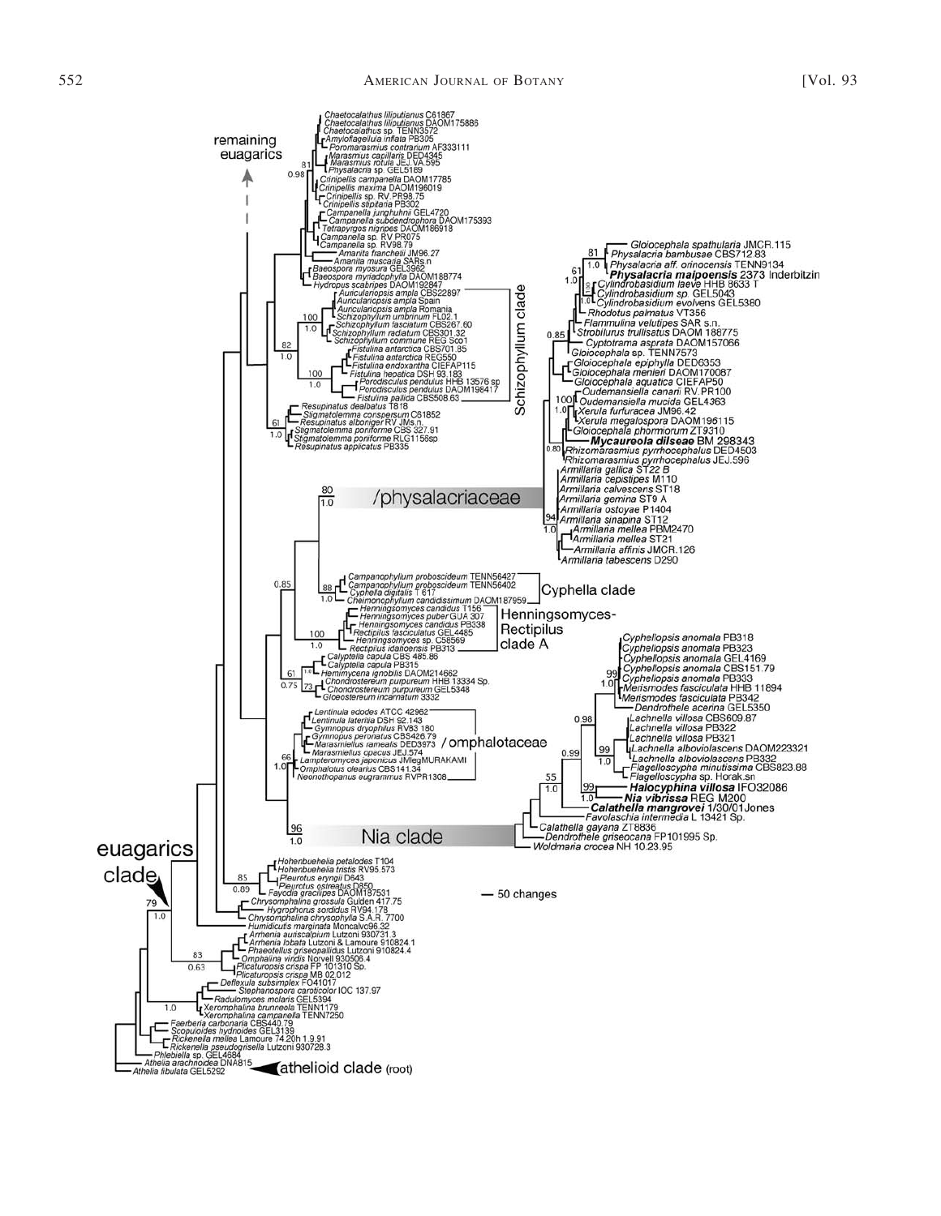remaining euagarics

*Chaetocalathus liliputianus* C61867
*Chaetocalathus liliputianus* DAOM175886
*Chaetocalathus* sp. TENN3572
*Amyloflagellula inflata* PB305
*Poromarasmius contrarium* AF333111
*Marasmius capillaris* DED4345
*Marasmius rotula* JEJ.VA.595
*Physalacria* sp. GEL5189
*Crinipellis campanella* DAOM17785
*Crinipellis maxima* DAOM196019
*Crinipellis* sp. RV.PR98.75
*Crinipellis stipitaria* PB302
*Campanella junghuhnii* GEL4720
*Campanella subdendrophora* DAOM175393
*Tetrapyrgos nigripes* DAOM186918
*Campanella* sp. RV.PR075
*Campanella* sp. RV98.79
*Amanita franchetii* JM96.27
*Amanita muscaria* SARs.n.
*Baeospora myosura* GEL3962
*Baeospora myriadophylla* DAOM188774
*Hydropus scabripes* DAOM192847

81 / 0.98

*Auriculariopsis ampla* CBS22897
*Auriculariopsis ampla* Spain
*Auriculariopsis ampla* Romania
*Schizophyllum umbrinum* FL02.1
*Schizophyllum fasciatum* CBS267.60
*Schizophyllum radiatum* CBS301.32
*Schizophyllum commune* REG Sco1
*Fistulina antarctica* CBS701.85
*Fistulina antarctica* REG550
*Fistulina endoxantha* CIEFAP115
*Fistulina hepatica* DSH 93.183
*Porodisculus pendulus* HHB 13576 sp
*Porodisculus pendulus* DAOM198417
*Fistulina pallida* CBS508.63

Schizophyllum clade (100 / 1.0; 82 / 1.0; 100 / 1.0)

*Resupinatus dealbatus* T818
*Stigmatolemma conspersum* C61852
*Resupinatus alboniger* RV JMs.n.
*Stigmatolemma poriforme* CBS 327.91
*Stigmatolemma poriforme* RLG1156sp
*Resupinatus applicatus* PB335

61 / 1.0

*Gloiocephala spathularia* JMCR.115
*Physalacria bambusae* CBS712.83
*Physalacria* aff. *orinocensis* TENN9134
***Physalacria maipoensis*** **2373 Inderbitzin**
*Cylindrobasidium laeve* HHB 8633 T
*Cylindrobasidium* sp. GEL5043
*Cylindrobasidium evolvens* GEL5380
*Rhodotus palmatus* VT356
*Flammulina velutipes* SAR s.n.
*Strobilurus trullisatus* DAOM 188775
*Cyptotrama asprata* DAOM157066
*Gloiocephala* sp. TENN7573
*Gloiocephala epiphylla* DED6353
*Gloiocephala menieri* DAOM170087
*Gloiocephala aquatica* CIEFAP50
*Oudemansiella canarii* RV.PR100
*Oudemansiella mucida* GEL4363
*Xerula furfuracea* JM96.42
*Xerula megalospora* DAOM196115
*Gloiocephala phormiorum* ZT9310
***Mycaureola dilseae*** **BM 298343**
*Rhizomarasmius pyrrhocephalus* DED4503
*Rhizomarasmius pyrrhocephalus* JEJ.596
*Armillaria gallica* ST22 B
*Armillaria cepistipes* M110
*Armillaria calvescens* ST18
*Armillaria gemina* ST9 A
*Armillaria ostoyae* P1404
*Armillaria sinapina* ST12
*Armillaria mellea* PBM2470
*Armillaria mellea* ST21
*Armillaria affinis* JMCR.126
*Armillaria tabescens* D290

81 / 1.0; 61 / 1.0; 0.85; 100 / 1.0; 0.80; 94 / 1.0

/physalacriaceae (80 / 1.0)

*Campanophyllum proboscideum* TENN56427
*Campanophyllum proboscideum* TENN56402
*Cyphella digitalis* T 617
*Cheimonophyllum candidissimum* DAOM187959

Cyphella clade (88 / 1.0)

0.85

*Henningsomyces candidus* T156
*Henningsomyces puber* GUA 307
*Henningsomyces candidus* PB338
*Rectipilus fasciculatus* GEL4485
*Henningsomyces* sp. C58569
*Rectipilus idahoensis* PB313

Henningsomyces-Rectipilus clade A (100 / 1.0)

*Calyptella capula* CBS 485.86
*Calyptella capula* PB315
*Hemimycena ignobilis* DAOM214662
*Chondrostereum purpureum* HHB 13334 Sp.
*Chondrostereum purpureum* GEL5348
*Gloeostereum incarnatum* 3332

61 / 0.75; 73

*Lentinula edodes* ATCC 42962
*Lentinula lateritia* DSH 92.143
*Gymnopus dryophilus* RV83 180
*Gymnopus peronatus* CBS426.79
*Marasmiellus ramealis* DED3973
*Marasmiellus opacus* JEJ.574
*Lampteromyces japonicus* JMlegMURAKAMI
*Omphalotus olearius* CBS141.34
*Neonothopanus eugrammus* RVPR1308

/ omphalotaceae (66 / 1.0)

*Cyphellopsis anomala* PB318
*Cyphellopsis anomala* PB323
*Cyphellopsis anomala* GEL4169
*Cyphellopsis anomala* CBS151.79
*Cyphellopsis anomala* PB333
*Merismodes fasciculata* HHB 11894
*Merismodes fasciculata* PB342
*Dendrothele acerina* GEL5350
*Lachnella villosa* CBS609.87
*Lachnella villosa* PB322
*Lachnella villosa* PB321
*Lachnella alboviolascens* DAOM223321
*Lachnella alboviolascens* PB332
*Flagelloscypha minutissima* CBS823.88
*Flagelloscypha* sp. Horak.sn
***Halocyphina villosa*** **IFO32086**
***Nia vibrissa*** **REG M200**
***Calathella mangrovei*** **1/30/01Jones**
*Favolaschia intermedia* L 13421 Sp.
*Calathella gayana* ZT8836
*Dendrothele griseocana* FP101995 Sp.
*Woldmaria crocea* NH 10.23.95

99 / 1.0; 0.98; 99 / 1.0; 0.99; 99 / 1.0; 55 / 1.0

Nia clade (96 / 1.0)

— 50 changes

euagarics clade (79 / 1.0)

*Hohenbuehelia petaloides* T104
*Hohenbuehelia tristis* RV95.573
*Pleurotus eryngii* D643
*Pleurotus ostreatus* D350
*Fayodia gracilipes* DAOM187531
*Chrysomphalina grossula* Gulden 417.75
*Hygrophorus sordidus* RV94.178
*Chrysomphalina chrysophylla* S.A.R. 7700
*Humidicutis marginata* Moncalvo96.32

85 / 0.89

*Arrhenia auriscalpium* Lutzoni 930731.3
*Arrhenia lobata* Lutzoni & Lamoure 910824.1
*Phaeotellus griseopallidus* Lutzoni 910824.4
*Omphalina viridis* Norvell 930506.4
*Plicaturopsis crispa* FP 101310 Sp.
*Plicaturopsis crispa* MB 02.012

83 / 0.63

*Deflexula subsimplex* FO41017
*Stephanospora caroticolor* IOC 137.97
*Radulomyces molaris* GEL5394
*Xeromphalina brunneola* TENN1179
*Xeromphalina campanella* TENN7250

1.0

*Faerberia carbonaria* CBS440.79
*Scopuloides hydnoides* GEL3139
*Rickenella mellea* Lamoure 74.20h 1.9.91
*Rickenella pseudogrisella* Lutzoni 930728.3
*Phlebiella* sp. GEL4684
*Athelia arachnoidea* DNA815
*Athelia fibulata* GEL5292

athelioid clade (root)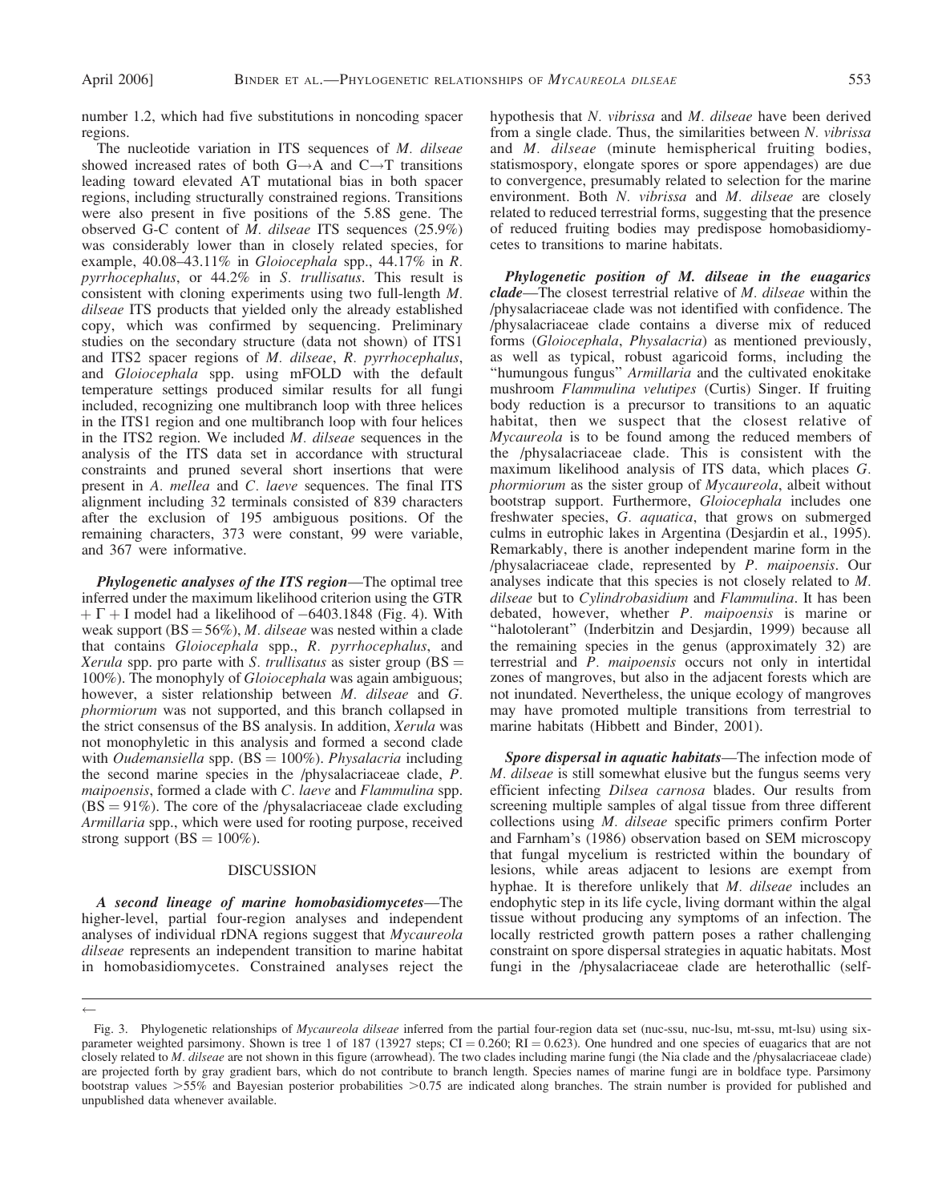number 1.2, which had five substitutions in noncoding spacer regions.

The nucleotide variation in ITS sequences of *M. dilseae* showed increased rates of both G→A and C→T transitions leading toward elevated AT mutational bias in both spacer regions, including structurally constrained regions. Transitions were also present in five positions of the 5.8S gene. The observed G-C content of *M. dilseae* ITS sequences (25.9%) was considerably lower than in closely related species, for example, 40.08–43.11% in *Gloiocephala* spp., 44.17% in *R. pyrrhocephalus*, or 44.2% in *S. trullisatus*. This result is consistent with cloning experiments using two full-length *M. dilseae* ITS products that yielded only the already established copy, which was confirmed by sequencing. Preliminary studies on the secondary structure (data not shown) of ITS1 and ITS2 spacer regions of *M. dilseae*, *R. pyrrhocephalus*, and *Gloiocephala* spp. using mFOLD with the default temperature settings produced similar results for all fungi included, recognizing one multibranch loop with three helices in the ITS1 region and one multibranch loop with four helices in the ITS2 region. We included *M. dilseae* sequences in the analysis of the ITS data set in accordance with structural constraints and pruned several short insertions that were present in *A. mellea* and *C. laeve* sequences. The final ITS alignment including 32 terminals consisted of 839 characters after the exclusion of 195 ambiguous positions. Of the remaining characters, 373 were constant, 99 were variable, and 367 were informative.

***Phylogenetic analyses of the ITS region***—The optimal tree inferred under the maximum likelihood criterion using the GTR $+ \Gamma +$ I model had a likelihood of $-6403.1848$ (Fig. 4). With weak support (BS = 56%), *M. dilseae* was nested within a clade that contains *Gloiocephala* spp., *R. pyrrhocephalus*, and *Xerula* spp. pro parte with *S. trullisatus* as sister group (BS = 100%). The monophyly of *Gloiocephala* was again ambiguous; however, a sister relationship between *M. dilseae* and *G. phormiorum* was not supported, and this branch collapsed in the strict consensus of the BS analysis. In addition, *Xerula* was not monophyletic in this analysis and formed a second clade with *Oudemansiella* spp. (BS = 100%). *Physalacria* including the second marine species in the /physalacriaceae clade, *P. maipoensis*, formed a clade with *C. laeve* and *Flammulina* spp. (BS = 91%). The core of the /physalacriaceae clade excluding *Armillaria* spp., which were used for rooting purpose, received strong support (BS = 100%).

## DISCUSSION

***A second lineage of marine homobasidiomycetes***—The higher-level, partial four-region analyses and independent analyses of individual rDNA regions suggest that *Mycaureola dilseae* represents an independent transition to marine habitat in homobasidiomycetes. Constrained analyses reject the hypothesis that *N. vibrissa* and *M. dilseae* have been derived from a single clade. Thus, the similarities between *N. vibrissa* and *M. dilseae* (minute hemispherical fruiting bodies, statismospory, elongate spores or spore appendages) are due to convergence, presumably related to selection for the marine environment. Both *N. vibrissa* and *M. dilseae* are closely related to reduced terrestrial forms, suggesting that the presence of reduced fruiting bodies may predispose homobasidiomycetes to transitions to marine habitats.

***Phylogenetic position of M. dilseae in the euagarics clade***—The closest terrestrial relative of *M. dilseae* within the /physalacriaceae clade was not identified with confidence. The /physalacriaceae clade contains a diverse mix of reduced forms (*Gloiocephala*, *Physalacria*) as mentioned previously, as well as typical, robust agaricoid forms, including the "humungous fungus" *Armillaria* and the cultivated enokitake mushroom *Flammulina velutipes* (Curtis) Singer. If fruiting body reduction is a precursor to transitions to an aquatic habitat, then we suspect that the closest relative of *Mycaureola* is to be found among the reduced members of the /physalacriaceae clade. This is consistent with the maximum likelihood analysis of ITS data, which places *G. phormiorum* as the sister group of *Mycaureola*, albeit without bootstrap support. Furthermore, *Gloiocephala* includes one freshwater species, *G. aquatica*, that grows on submerged culms in eutrophic lakes in Argentina (Desjardin et al., 1995). Remarkably, there is another independent marine form in the /physalacriaceae clade, represented by *P. maipoensis*. Our analyses indicate that this species is not closely related to *M. dilseae* but to *Cylindrobasidium* and *Flammulina*. It has been debated, however, whether *P. maipoensis* is marine or "halotolerant" (Inderbitzin and Desjardin, 1999) because all the remaining species in the genus (approximately 32) are terrestrial and *P. maipoensis* occurs not only in intertidal zones of mangroves, but also in the adjacent forests which are not inundated. Nevertheless, the unique ecology of mangroves may have promoted multiple transitions from terrestrial to marine habitats (Hibbett and Binder, 2001).

***Spore dispersal in aquatic habitats***—The infection mode of *M. dilseae* is still somewhat elusive but the fungus seems very efficient infecting *Dilsea carnosa* blades. Our results from screening multiple samples of algal tissue from three different collections using *M. dilseae* specific primers confirm Porter and Farnham's (1986) observation based on SEM microscopy that fungal mycelium is restricted within the boundary of lesions, while areas adjacent to lesions are exempt from hyphae. It is therefore unlikely that *M. dilseae* includes an endophytic step in its life cycle, living dormant within the algal tissue without producing any symptoms of an infection. The locally restricted growth pattern poses a rather challenging constraint on spore dispersal strategies in aquatic habitats. Most fungi in the /physalacriaceae clade are heterothallic (self-

←

Fig. 3. Phylogenetic relationships of *Mycaureola dilseae* inferred from the partial four-region data set (nuc-ssu, nuc-lsu, mt-ssu, mt-lsu) using six-parameter weighted parsimony. Shown is tree 1 of 187 (13927 steps; CI = 0.260; RI = 0.623). One hundred and one species of euagarics that are not closely related to *M. dilseae* are not shown in this figure (arrowhead). The two clades including marine fungi (the Nia clade and the /physalacriaceae clade) are projected forth by gray gradient bars, which do not contribute to branch length. Species names of marine fungi are in boldface type. Parsimony bootstrap values >55% and Bayesian posterior probabilities >0.75 are indicated along branches. The strain number is provided for published and unpublished data whenever available.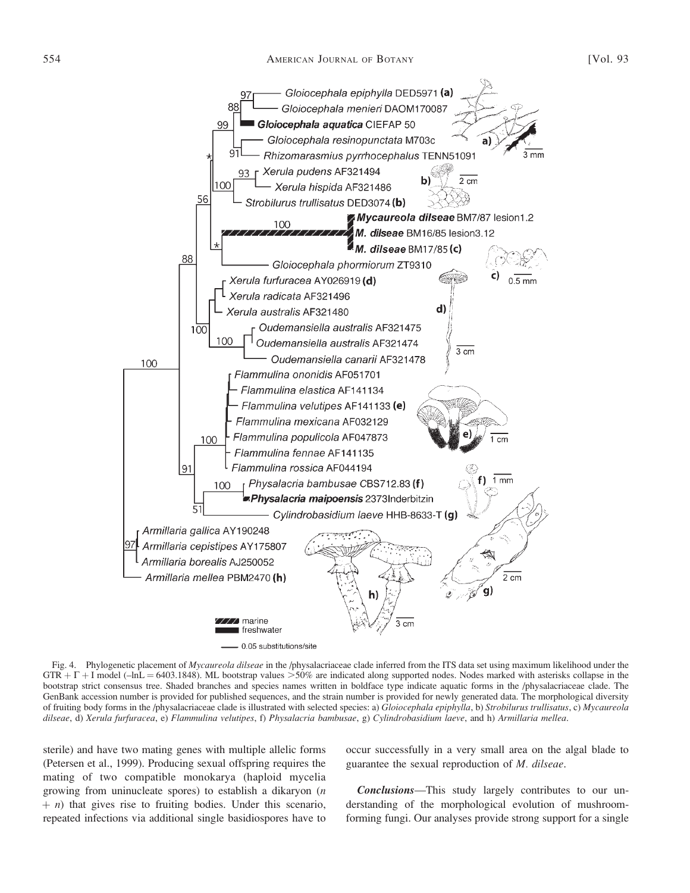Fig. 4. Phylogenetic placement of *Mycaureola dilseae* in the /physalacriaceae clade inferred from the ITS data set using maximum likelihood under the GTR + Γ + I model (–lnL = 6403.1848). ML bootstrap values >50% are indicated along supported nodes. Nodes marked with asterisks collapse in the bootstrap strict consensus tree. Shaded branches and species names written in boldface type indicate aquatic forms in the /physalacriaceae clade. The GenBank accession number is provided for published sequences, and the strain number is provided for newly generated data. The morphological diversity of fruiting body forms in the /physalacriaceae clade is illustrated with selected species: a) *Gloiocephala epiphylla*, b) *Strobilurus trullisatus*, c) *Mycaureola dilseae*, d) *Xerula furfuracea*, e) *Flammulina velutipes*, f) *Physalacria bambusae*, g) *Cylindrobasidium laeve*, and h) *Armillaria mellea*.

sterile) and have two mating genes with multiple allelic forms (Petersen et al., 1999). Producing sexual offspring requires the mating of two compatible monokarya (haploid mycelia growing from uninucleate spores) to establish a dikaryon ($n + n$) that gives rise to fruiting bodies. Under this scenario, repeated infections via additional single basidiospores have to occur successfully in a very small area on the algal blade to guarantee the sexual reproduction of *M. dilseae*.

***Conclusions***—This study largely contributes to our understanding of the morphological evolution of mushroom-forming fungi. Our analyses provide strong support for a single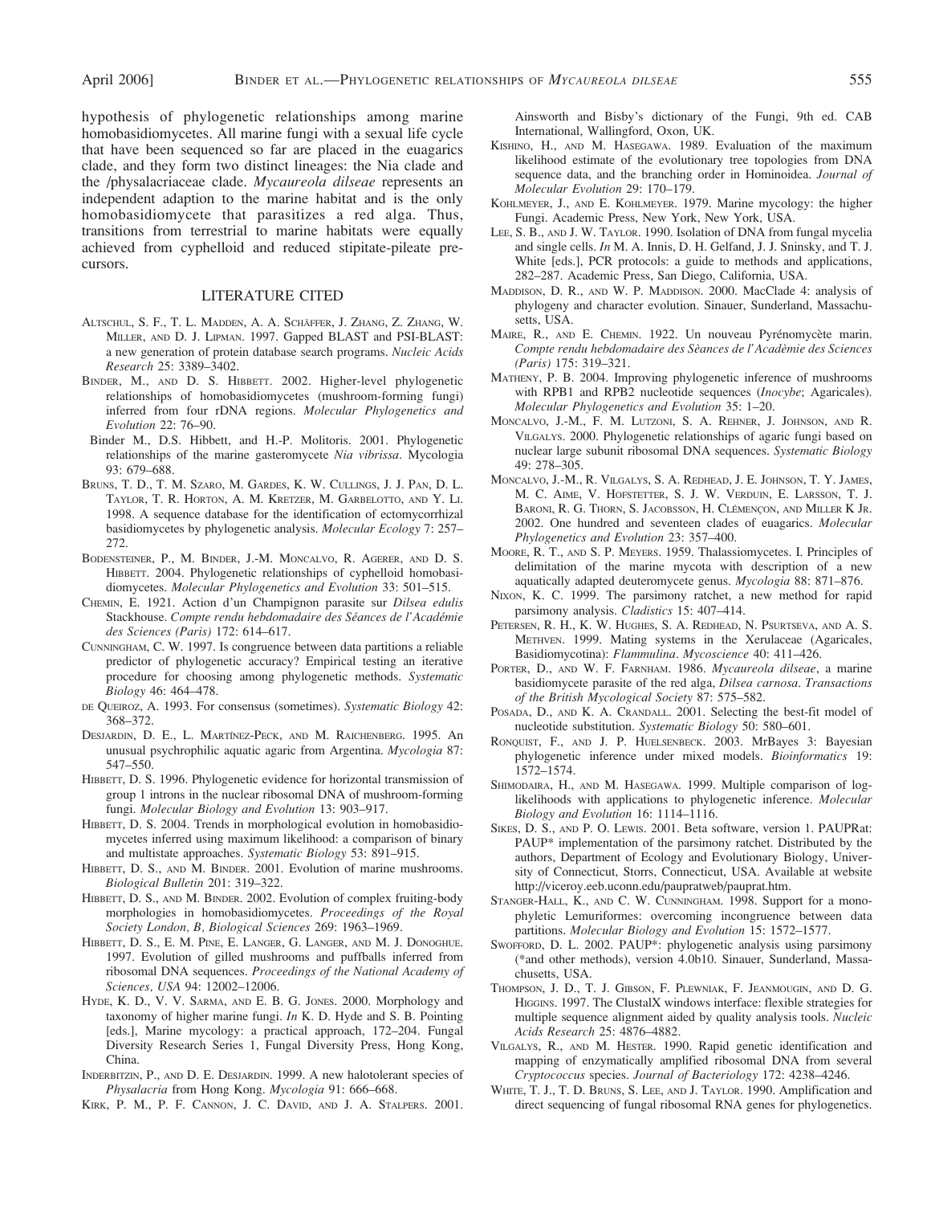hypothesis of phylogenetic relationships among marine homobasidiomycetes. All marine fungi with a sexual life cycle that have been sequenced so far are placed in the euagarics clade, and they form two distinct lineages: the Nia clade and the /physalacriaceae clade. *Mycaureola dilseae* represents an independent adaption to the marine habitat and is the only homobasidiomycete that parasitizes a red alga. Thus, transitions from terrestrial to marine habitats were equally achieved from cyphelloid and reduced stipitate-pileate precursors.

## LITERATURE CITED

ALTSCHUL, S. F., T. L. MADDEN, A. A. SCHÄFFER, J. ZHANG, Z. ZHANG, W. MILLER, AND D. J. LIPMAN. 1997. Gapped BLAST and PSI-BLAST: a new generation of protein database search programs. *Nucleic Acids Research* 25: 3389–3402.

BINDER, M., AND D. S. HIBBETT. 2002. Higher-level phylogenetic relationships of homobasidiomycetes (mushroom-forming fungi) inferred from four rDNA regions. *Molecular Phylogenetics and Evolution* 22: 76–90.

Binder M., D.S. Hibbett, and H.-P. Molitoris. 2001. Phylogenetic relationships of the marine gasteromycete *Nia vibrissa*. Mycologia 93: 679–688.

BRUNS, T. D., T. M. SZARO, M. GARDES, K. W. CULLINGS, J. J. PAN, D. L. TAYLOR, T. R. HORTON, A. M. KRETZER, M. GARBELOTTO, AND Y. LI. 1998. A sequence database for the identification of ectomycorrhizal basidiomycetes by phylogenetic analysis. *Molecular Ecology* 7: 257–272.

BODENSTEINER, P., M. BINDER, J.-M. MONCALVO, R. AGERER, AND D. S. HIBBETT. 2004. Phylogenetic relationships of cyphelloid homobasidiomycetes. *Molecular Phylogenetics and Evolution* 33: 501–515.

CHEMIN, E. 1921. Action d'un Champignon parasite sur *Dilsea edulis* Stackhouse. *Compte rendu hebdomadaire des Séances de l'Académie des Sciences (Paris)* 172: 614–617.

CUNNINGHAM, C. W. 1997. Is congruence between data partitions a reliable predictor of phylogenetic accuracy? Empirical testing an iterative procedure for choosing among phylogenetic methods. *Systematic Biology* 46: 464–478.

DE QUEIROZ, A. 1993. For consensus (sometimes). *Systematic Biology* 42: 368–372.

DESJARDIN, D. E., L. MARTÍNEZ-PECK, AND M. RAICHENBERG. 1995. An unusual psychrophilic aquatic agaric from Argentina. *Mycologia* 87: 547–550.

HIBBETT, D. S. 1996. Phylogenetic evidence for horizontal transmission of group 1 introns in the nuclear ribosomal DNA of mushroom-forming fungi. *Molecular Biology and Evolution* 13: 903–917.

HIBBETT, D. S. 2004. Trends in morphological evolution in homobasidiomycetes inferred using maximum likelihood: a comparison of binary and multistate approaches. *Systematic Biology* 53: 891–915.

HIBBETT, D. S., AND M. BINDER. 2001. Evolution of marine mushrooms. *Biological Bulletin* 201: 319–322.

HIBBETT, D. S., AND M. BINDER. 2002. Evolution of complex fruiting-body morphologies in homobasidiomycetes. *Proceedings of the Royal Society London, B, Biological Sciences* 269: 1963–1969.

HIBBETT, D. S., E. M. PINE, E. LANGER, G. LANGER, AND M. J. DONOGHUE. 1997. Evolution of gilled mushrooms and puffballs inferred from ribosomal DNA sequences. *Proceedings of the National Academy of Sciences, USA* 94: 12002–12006.

HYDE, K. D., V. V. SARMA, AND E. B. G. JONES. 2000. Morphology and taxonomy of higher marine fungi. *In* K. D. Hyde and S. B. Pointing [eds.], Marine mycology: a practical approach, 172–204. Fungal Diversity Research Series 1, Fungal Diversity Press, Hong Kong, China.

INDERBITZIN, P., AND D. E. DESJARDIN. 1999. A new halotolerant species of *Physalacria* from Hong Kong. *Mycologia* 91: 666–668.

KIRK, P. M., P. F. CANNON, J. C. DAVID, AND J. A. STALPERS. 2001. Ainsworth and Bisby's dictionary of the Fungi, 9th ed. CAB International, Wallingford, Oxon, UK.

KISHINO, H., AND M. HASEGAWA. 1989. Evaluation of the maximum likelihood estimate of the evolutionary tree topologies from DNA sequence data, and the branching order in Hominoidea. *Journal of Molecular Evolution* 29: 170–179.

KOHLMEYER, J., AND E. KOHLMEYER. 1979. Marine mycology: the higher Fungi. Academic Press, New York, New York, USA.

LEE, S. B., AND J. W. TAYLOR. 1990. Isolation of DNA from fungal mycelia and single cells. *In* M. A. Innis, D. H. Gelfand, J. J. Sninsky, and T. J. White [eds.], PCR protocols: a guide to methods and applications, 282–287. Academic Press, San Diego, California, USA.

MADDISON, D. R., AND W. P. MADDISON. 2000. MacClade 4: analysis of phylogeny and character evolution. Sinauer, Sunderland, Massachusetts, USA.

MAIRE, R., AND E. CHEMIN. 1922. Un nouveau Pyrénomycète marin. *Compte rendu hebdomadaire des Sèances de l'Acadèmie des Sciences (Paris)* 175: 319–321.

MATHENY, P. B. 2004. Improving phylogenetic inference of mushrooms with RPB1 and RPB2 nucleotide sequences (*Inocybe*; Agaricales). *Molecular Phylogenetics and Evolution* 35: 1–20.

MONCALVO, J.-M., F. M. LUTZONI, S. A. REHNER, J. JOHNSON, AND R. VILGALYS. 2000. Phylogenetic relationships of agaric fungi based on nuclear large subunit ribosomal DNA sequences. *Systematic Biology* 49: 278–305.

MONCALVO, J.-M., R. VILGALYS, S. A. REDHEAD, J. E. JOHNSON, T. Y. JAMES, M. C. AIME, V. HOFSTETTER, S. J. W. VERDUIN, E. LARSSON, T. J. BARONI, R. G. THORN, S. JACOBSSON, H. CLÉMENÇON, AND MILLER K JR. 2002. One hundred and seventeen clades of euagarics. *Molecular Phylogenetics and Evolution* 23: 357–400.

MOORE, R. T., AND S. P. MEYERS. 1959. Thalassiomycetes. I. Principles of delimitation of the marine mycota with description of a new aquatically adapted deuteromycete genus. *Mycologia* 88: 871–876.

NIXON, K. C. 1999. The parsimony ratchet, a new method for rapid parsimony analysis. *Cladistics* 15: 407–414.

PETERSEN, R. H., K. W. HUGHES, S. A. REDHEAD, N. PSURTSEVA, AND A. S. METHVEN. 1999. Mating systems in the Xerulaceae (Agaricales, Basidiomycotina): *Flammulina*. *Mycoscience* 40: 411–426.

PORTER, D., AND W. F. FARNHAM. 1986. *Mycaureola dilseae*, a marine basidiomycete parasite of the red alga, *Dilsea carnosa*. *Transactions of the British Mycological Society* 87: 575–582.

POSADA, D., AND K. A. CRANDALL. 2001. Selecting the best-fit model of nucleotide substitution. *Systematic Biology* 50: 580–601.

RONQUIST, F., AND J. P. HUELSENBECK. 2003. MrBayes 3: Bayesian phylogenetic inference under mixed models. *Bioinformatics* 19: 1572–1574.

SHIMODAIRA, H., AND M. HASEGAWA. 1999. Multiple comparison of log-likelihoods with applications to phylogenetic inference. *Molecular Biology and Evolution* 16: 1114–1116.

SIKES, D. S., AND P. O. LEWIS. 2001. Beta software, version 1. PAUPRat: PAUP* implementation of the parsimony ratchet. Distributed by the authors, Department of Ecology and Evolutionary Biology, University of Connecticut, Storrs, Connecticut, USA. Available at website http://viceroy.eeb.uconn.edu/paupratweb/pauprat.htm.

STANGER-HALL, K., AND C. W. CUNNINGHAM. 1998. Support for a monophyletic Lemuriformes: overcoming incongruence between data partitions. *Molecular Biology and Evolution* 15: 1572–1577.

SWOFFORD, D. L. 2002. PAUP*: phylogenetic analysis using parsimony (*and other methods), version 4.0b10. Sinauer, Sunderland, Massachusetts, USA.

THOMPSON, J. D., T. J. GIBSON, F. PLEWNIAK, F. JEANMOUGIN, AND D. G. HIGGINS. 1997. The ClustalX windows interface: flexible strategies for multiple sequence alignment aided by quality analysis tools. *Nucleic Acids Research* 25: 4876–4882.

VILGALYS, R., AND M. HESTER. 1990. Rapid genetic identification and mapping of enzymatically amplified ribosomal DNA from several *Cryptococcus* species. *Journal of Bacteriology* 172: 4238–4246.

WHITE, T. J., T. D. BRUNS, S. LEE, AND J. TAYLOR. 1990. Amplification and direct sequencing of fungal ribosomal RNA genes for phylogenetics.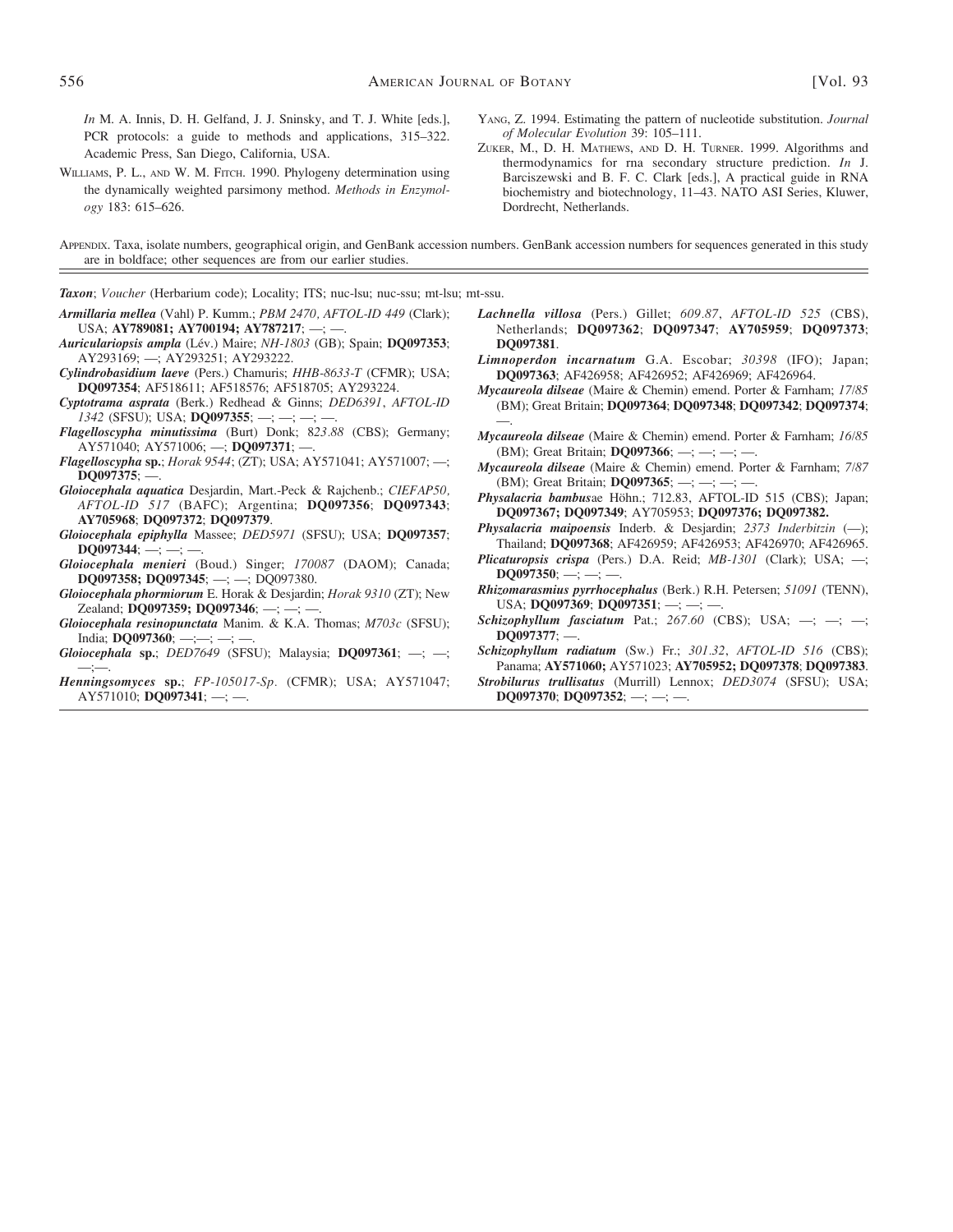*In* M. A. Innis, D. H. Gelfand, J. J. Sninsky, and T. J. White [eds.], PCR protocols: a guide to methods and applications, 315–322. Academic Press, San Diego, California, USA.

Williams, P. L., and W. M. Fitch. 1990. Phylogeny determination using the dynamically weighted parsimony method. *Methods in Enzymology* 183: 615–626.

Yang, Z. 1994. Estimating the pattern of nucleotide substitution. *Journal of Molecular Evolution* 39: 105–111.

Zuker, M., D. H. Mathews, and D. H. Turner. 1999. Algorithms and thermodynamics for rna secondary structure prediction. *In* J. Barciszewski and B. F. C. Clark [eds.], A practical guide in RNA biochemistry and biotechnology, 11–43. NATO ASI Series, Kluwer, Dordrecht, Netherlands.

Appendix. Taxa, isolate numbers, geographical origin, and GenBank accession numbers. GenBank accession numbers for sequences generated in this study are in boldface; other sequences are from our earlier studies.

***Taxon***; *Voucher* (Herbarium code); Locality; ITS; nuc-lsu; nuc-ssu; mt-lsu; mt-ssu.

***Armillaria mellea*** (Vahl) P. Kumm.; *PBM 2470, AFTOL-ID 449* (Clark); USA; **AY789081; AY700194; AY787217**; —; —.

***Auriculariopsis ampla*** (Lév.) Maire; *NH-1803* (GB); Spain; **DQ097353**; AY293169; —; AY293251; AY293222.

***Cylindrobasidium laeve*** (Pers.) Chamuris; *HHB-8633-T* (CFMR); USA; **DQ097354**; AF518611; AF518576; AF518705; AY293224.

***Cyptotrama asprata*** (Berk.) Redhead & Ginns; *DED6391*, *AFTOL-ID 1342* (SFSU); USA; **DQ097355**; —; —; —; —.

***Flagelloscypha minutissima*** (Burt) Donk; *823.88* (CBS); Germany; AY571040; AY571006; —; **DQ097371**; —.

***Flagelloscypha* sp.**; *Horak 9544*; (ZT); USA; AY571041; AY571007; —; **DQ097375**; —.

***Gloiocephala aquatica*** Desjardin, Mart.-Peck & Rajchenb.; *CIEFAP50, AFTOL-ID 517* (BAFC); Argentina; **DQ097356**; **DQ097343**; **AY705968**; **DQ097372**; **DQ097379**.

***Gloiocephala epiphylla*** Massee; *DED5971* (SFSU); USA; **DQ097357**; **DQ097344**; —; —; —.

***Gloiocephala menieri*** (Boud.) Singer; *170087* (DAOM); Canada; **DQ097358; DQ097345**; —; —; DQ097380.

***Gloiocephala phormiorum*** E. Horak & Desjardin; *Horak 9310* (ZT); New Zealand; **DQ097359; DQ097346**; —; —; —.

***Gloiocephala resinopunctata*** Manim. & K.A. Thomas; *M703c* (SFSU); India; **DQ097360**; —;—; —; —.

***Gloiocephala* sp.**; *DED7649* (SFSU); Malaysia; **DQ097361**; —; —; —;—.

***Henningsomyces* sp.**; *FP-105017-Sp.* (CFMR); USA; AY571047; AY571010; **DQ097341**; —; —.

***Lachnella villosa*** (Pers.) Gillet; *609.87*, *AFTOL-ID 525* (CBS), Netherlands; **DQ097362**; **DQ097347**; **AY705959**; **DQ097373**; **DQ097381**.

***Limnoperdon incarnatum*** G.A. Escobar; *30398* (IFO); Japan; **DQ097363**; AF426958; AF426952; AF426969; AF426964.

***Mycaureola dilseae*** (Maire & Chemin) emend. Porter & Farnham; *17/85* (BM); Great Britain; **DQ097364**; **DQ097348**; **DQ097342**; **DQ097374**; —.

***Mycaureola dilseae*** (Maire & Chemin) emend. Porter & Farnham; *16/85* (BM); Great Britain; **DQ097366**; —; —; —; —.

***Mycaureola dilseae*** (Maire & Chemin) emend. Porter & Farnham; *7/87* (BM); Great Britain; **DQ097365**; —; —; —; —.

***Physalacria bambus***ae Höhn.; 712.83, AFTOL-ID 515 (CBS); Japan; **DQ097367; DQ097349**; AY705953; **DQ097376; DQ097382.**

***Physalacria maipoensis*** Inderb. & Desjardin; *2373 Inderbitzin* (—); Thailand; **DQ097368**; AF426959; AF426953; AF426970; AF426965.

***Plicaturopsis crispa*** (Pers.) D.A. Reid; *MB-1301* (Clark); USA; —; **DQ097350**; —; —; —.

***Rhizomarasmius pyrrhocephalus*** (Berk.) R.H. Petersen; *51091* (TENN), USA; **DQ097369**; **DQ097351**; —; —; —.

***Schizophyllum fasciatum*** Pat.; *267.60* (CBS); USA; —; —; —; **DQ097377**; —.

***Schizophyllum radiatum*** (Sw.) Fr.; *301.32*, *AFTOL-ID 516* (CBS); Panama; **AY571060;** AY571023; **AY705952; DQ097378**; **DQ097383**.

***Strobilurus trullisatus*** (Murrill) Lennox; *DED3074* (SFSU); USA; **DQ097370**; **DQ097352**; —; —; —.